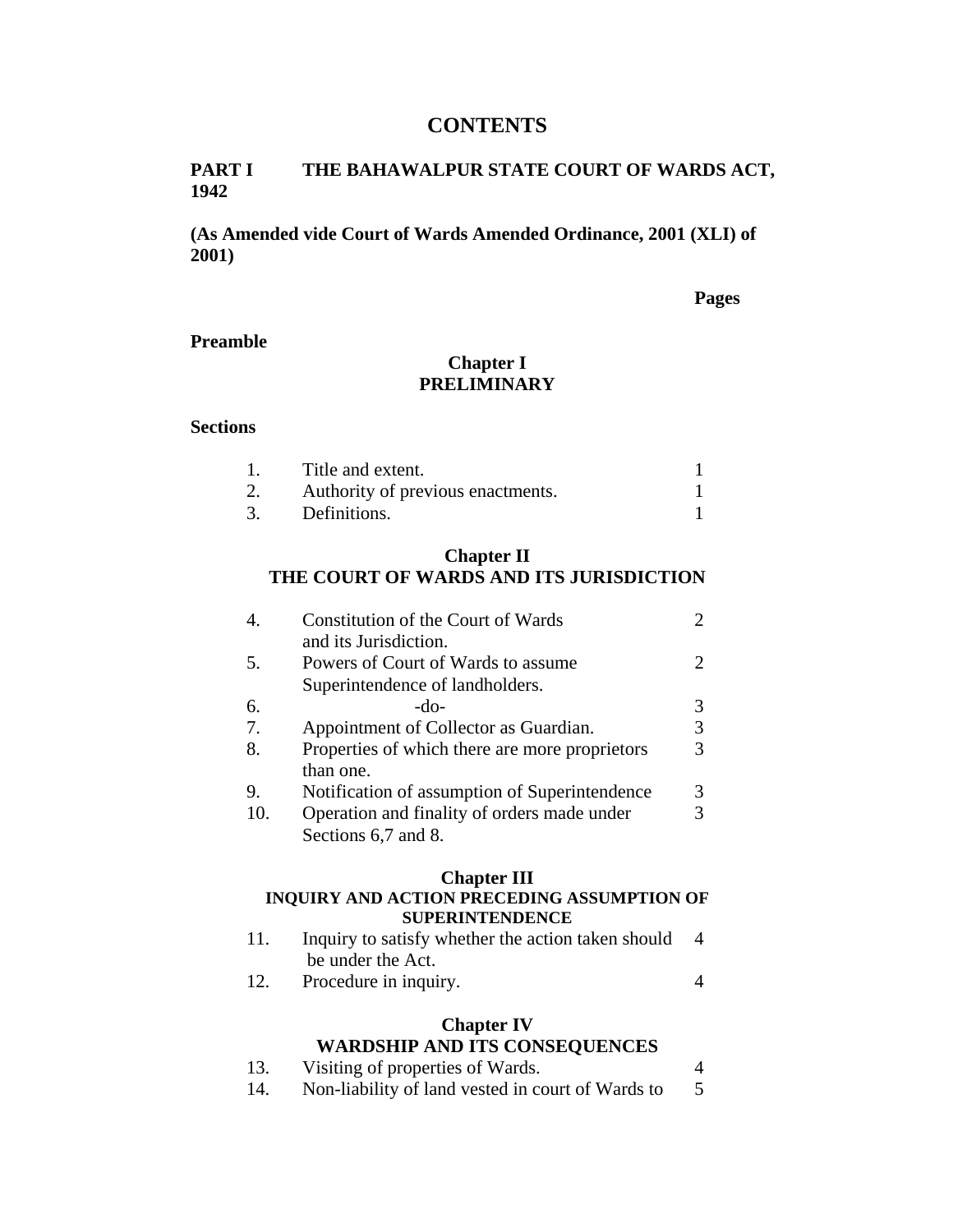# CONTENTS

**PART I THE BAHAWALPUR STATE COURT OF WARDS ACT, 1942**

**(As Amended vide Court of Wards Amended Ordinance, 2001 (XLI) of 2001)**

**Pages**

**Preamble**

## Chapter I
## PRELIMINARY

**Sections**

| | | |
|---|---|---|
| 1. | Title and extent. | 1 |
| 2. | Authority of previous enactments. | 1 |
| 3. | Definitions. | 1 |

## Chapter II
## THE COURT OF WARDS AND ITS JURISDICTION

| | | |
|---|---|---|
| 4. | Constitution of the Court of Wards and its Jurisdiction. | 2 |
| 5. | Powers of Court of Wards to assume Superintendence of landholders. | 2 |
| 6. | -do- | 3 |
| 7. | Appointment of Collector as Guardian. | 3 |
| 8. | Properties of which there are more proprietors than one. | 3 |
| 9. | Notification of assumption of Superintendence | 3 |
| 10. | Operation and finality of orders made under Sections 6,7 and 8. | 3 |

## Chapter III
## INQUIRY AND ACTION PRECEDING ASSUMPTION OF SUPERINTENDENCE

| | | |
|---|---|---|
| 11. | Inquiry to satisfy whether the action taken should be under the Act. | 4 |
| 12. | Procedure in inquiry. | 4 |

## Chapter IV
## WARDSHIP AND ITS CONSEQUENCES

| | | |
|---|---|---|
| 13. | Visiting of properties of Wards. | 4 |
| 14. | Non-liability of land vested in court of Wards to | 5 |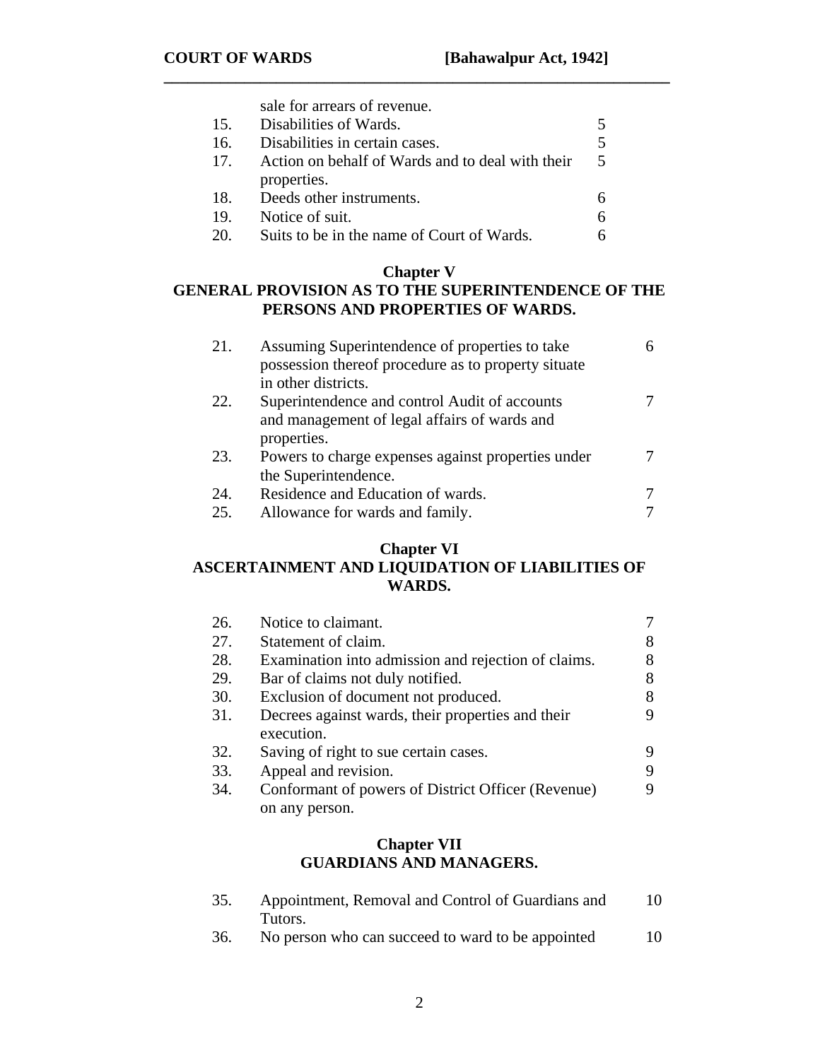| | | |
|---|---|---|
| | sale for arrears of revenue. | |
| 15. | Disabilities of Wards. | 5 |
| 16. | Disabilities in certain cases. | 5 |
| 17. | Action on behalf of Wards and to deal with their properties. | 5 |
| 18. | Deeds other instruments. | 6 |
| 19. | Notice of suit. | 6 |
| 20. | Suits to be in the name of Court of Wards. | 6 |

**Chapter V**

**GENERAL PROVISION AS TO THE SUPERINTENDENCE OF THE PERSONS AND PROPERTIES OF WARDS.**

| | | |
|---|---|---|
| 21. | Assuming Superintendence of properties to take possession thereof procedure as to property situate in other districts. | 6 |
| 22. | Superintendence and control Audit of accounts and management of legal affairs of wards and properties. | 7 |
| 23. | Powers to charge expenses against properties under the Superintendence. | 7 |
| 24. | Residence and Education of wards. | 7 |
| 25. | Allowance for wards and family. | 7 |

**Chapter VI**

**ASCERTAINMENT AND LIQUIDATION OF LIABILITIES OF WARDS.**

| | | |
|---|---|---|
| 26. | Notice to claimant. | 7 |
| 27. | Statement of claim. | 8 |
| 28. | Examination into admission and rejection of claims. | 8 |
| 29. | Bar of claims not duly notified. | 8 |
| 30. | Exclusion of document not produced. | 8 |
| 31. | Decrees against wards, their properties and their execution. | 9 |
| 32. | Saving of right to sue certain cases. | 9 |
| 33. | Appeal and revision. | 9 |
| 34. | Conformant of powers of District Officer (Revenue) on any person. | 9 |

**Chapter VII**

**GUARDIANS AND MANAGERS.**

| | | |
|---|---|---|
| 35. | Appointment, Removal and Control of Guardians and Tutors. | 10 |
| 36. | No person who can succeed to ward to be appointed | 10 |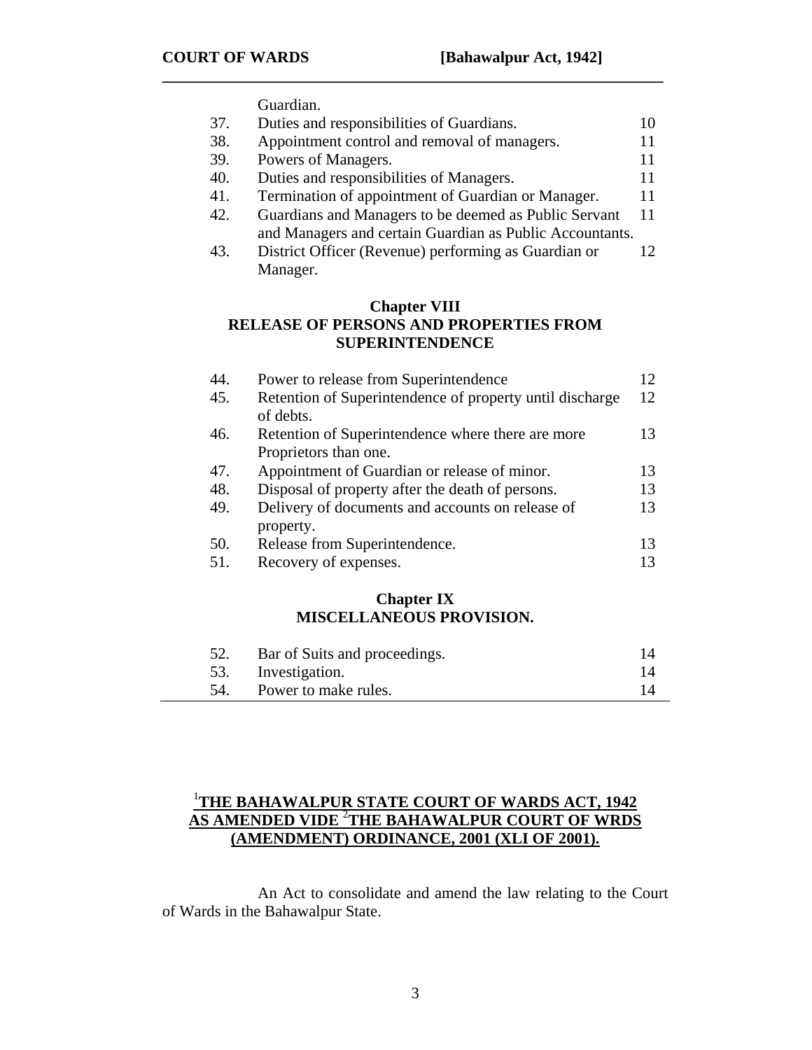| | | |
|---|---|---|
| | Guardian. | |
| 37. | Duties and responsibilities of Guardians. | 10 |
| 38. | Appointment control and removal of managers. | 11 |
| 39. | Powers of Managers. | 11 |
| 40. | Duties and responsibilities of Managers. | 11 |
| 41. | Termination of appointment of Guardian or Manager. | 11 |
| 42. | Guardians and Managers to be deemed as Public Servant and Managers and certain Guardian as Public Accountants. | 11 |
| 43. | District Officer (Revenue) performing as Guardian or Manager. | 12 |

**Chapter VIII**
**RELEASE OF PERSONS AND PROPERTIES FROM SUPERINTENDENCE**

| | | |
|---|---|---|
| 44. | Power to release from Superintendence | 12 |
| 45. | Retention of Superintendence of property until discharge of debts. | 12 |
| 46. | Retention of Superintendence where there are more Proprietors than one. | 13 |
| 47. | Appointment of Guardian or release of minor. | 13 |
| 48. | Disposal of property after the death of persons. | 13 |
| 49. | Delivery of documents and accounts on release of property. | 13 |
| 50. | Release from Superintendence. | 13 |
| 51. | Recovery of expenses. | 13 |

**Chapter IX**
**MISCELLANEOUS PROVISION.**

| | | |
|---|---|---|
| 52. | Bar of Suits and proceedings. | 14 |
| 53. | Investigation. | 14 |
| 54. | Power to make rules. | 14 |

## [1]THE BAHAWALPUR STATE COURT OF WARDS ACT, 1942 AS AMENDED VIDE [2]THE BAHAWALPUR COURT OF WRDS (AMENDMENT) ORDINANCE, 2001 (XLI OF 2001).

An Act to consolidate and amend the law relating to the Court of Wards in the Bahawalpur State.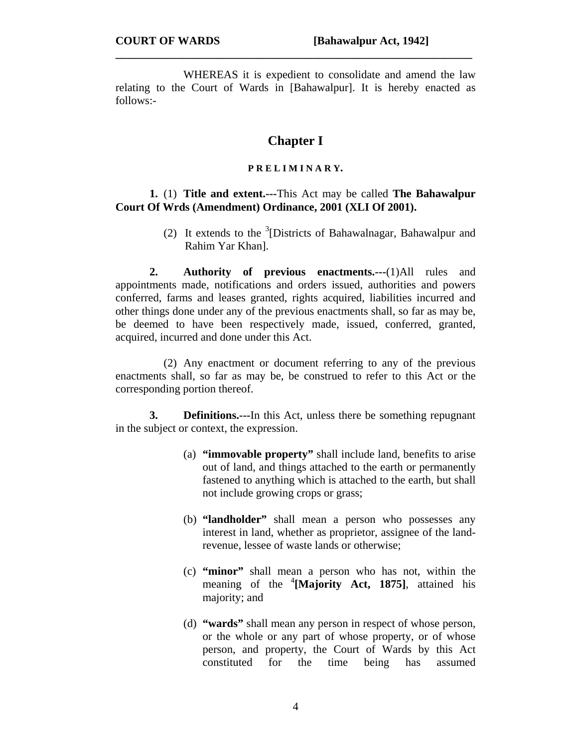WHEREAS it is expedient to consolidate and amend the law relating to the Court of Wards in [Bahawalpur]. It is hereby enacted as follows:-

## Chapter I

### PRELIMINARY.

**1.** (1) **Title and extent.---**This Act may be called **The Bahawalpur Court Of Wrds (Amendment) Ordinance, 2001 (XLI Of 2001).**

(2) It extends to the [3][Districts of Bahawalnagar, Bahawalpur and Rahim Yar Khan].

**2. Authority of previous enactments.---**(1)All rules and appointments made, notifications and orders issued, authorities and powers conferred, farms and leases granted, rights acquired, liabilities incurred and other things done under any of the previous enactments shall, so far as may be, be deemed to have been respectively made, issued, conferred, granted, acquired, incurred and done under this Act.

(2) Any enactment or document referring to any of the previous enactments shall, so far as may be, be construed to refer to this Act or the corresponding portion thereof.

**3. Definitions.---**In this Act, unless there be something repugnant in the subject or context, the expression.

(a) **"immovable property"** shall include land, benefits to arise out of land, and things attached to the earth or permanently fastened to anything which is attached to the earth, but shall not include growing crops or grass;

(b) **"landholder"** shall mean a person who possesses any interest in land, whether as proprietor, assignee of the land-revenue, lessee of waste lands or otherwise;

(c) **"minor"** shall mean a person who has not, within the meaning of the [4]**[Majority Act, 1875]**, attained his majority; and

(d) **"wards"** shall mean any person in respect of whose person, or the whole or any part of whose property, or of whose person, and property, the Court of Wards by this Act constituted for the time being has assumed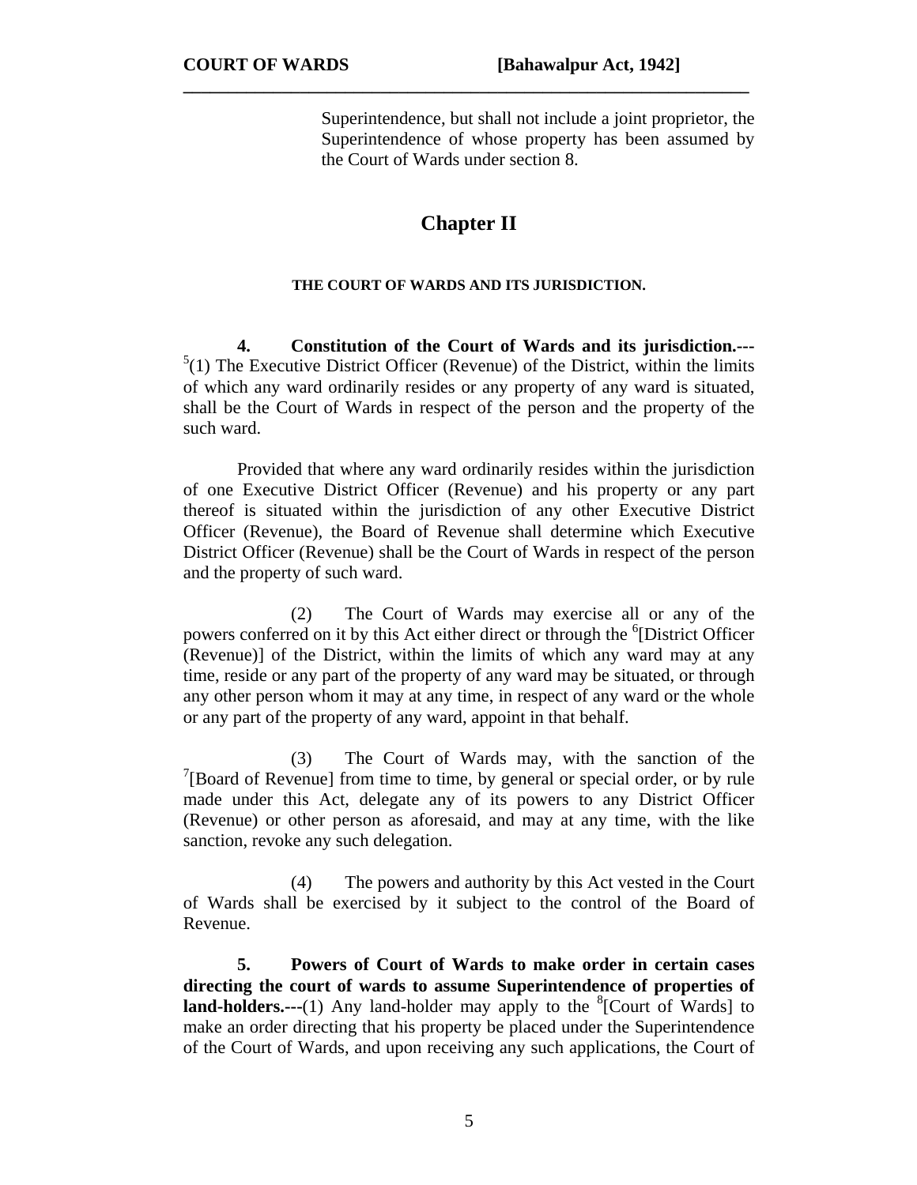Superintendence, but shall not include a joint proprietor, the Superintendence of whose property has been assumed by the Court of Wards under section 8.

## Chapter II

### THE COURT OF WARDS AND ITS JURISDICTION.

**4. Constitution of the Court of Wards and its jurisdiction.---** [5](1) The Executive District Officer (Revenue) of the District, within the limits of which any ward ordinarily resides or any property of any ward is situated, shall be the Court of Wards in respect of the person and the property of the such ward.

Provided that where any ward ordinarily resides within the jurisdiction of one Executive District Officer (Revenue) and his property or any part thereof is situated within the jurisdiction of any other Executive District Officer (Revenue), the Board of Revenue shall determine which Executive District Officer (Revenue) shall be the Court of Wards in respect of the person and the property of such ward.

(2) The Court of Wards may exercise all or any of the powers conferred on it by this Act either direct or through the [6][District Officer (Revenue)] of the District, within the limits of which any ward may at any time, reside or any part of the property of any ward may be situated, or through any other person whom it may at any time, in respect of any ward or the whole or any part of the property of any ward, appoint in that behalf.

(3) The Court of Wards may, with the sanction of the [7][Board of Revenue] from time to time, by general or special order, or by rule made under this Act, delegate any of its powers to any District Officer (Revenue) or other person as aforesaid, and may at any time, with the like sanction, revoke any such delegation.

(4) The powers and authority by this Act vested in the Court of Wards shall be exercised by it subject to the control of the Board of Revenue.

**5. Powers of Court of Wards to make order in certain cases directing the court of wards to assume Superintendence of properties of land-holders.---**(1) Any land-holder may apply to the [8][Court of Wards] to make an order directing that his property be placed under the Superintendence of the Court of Wards, and upon receiving any such applications, the Court of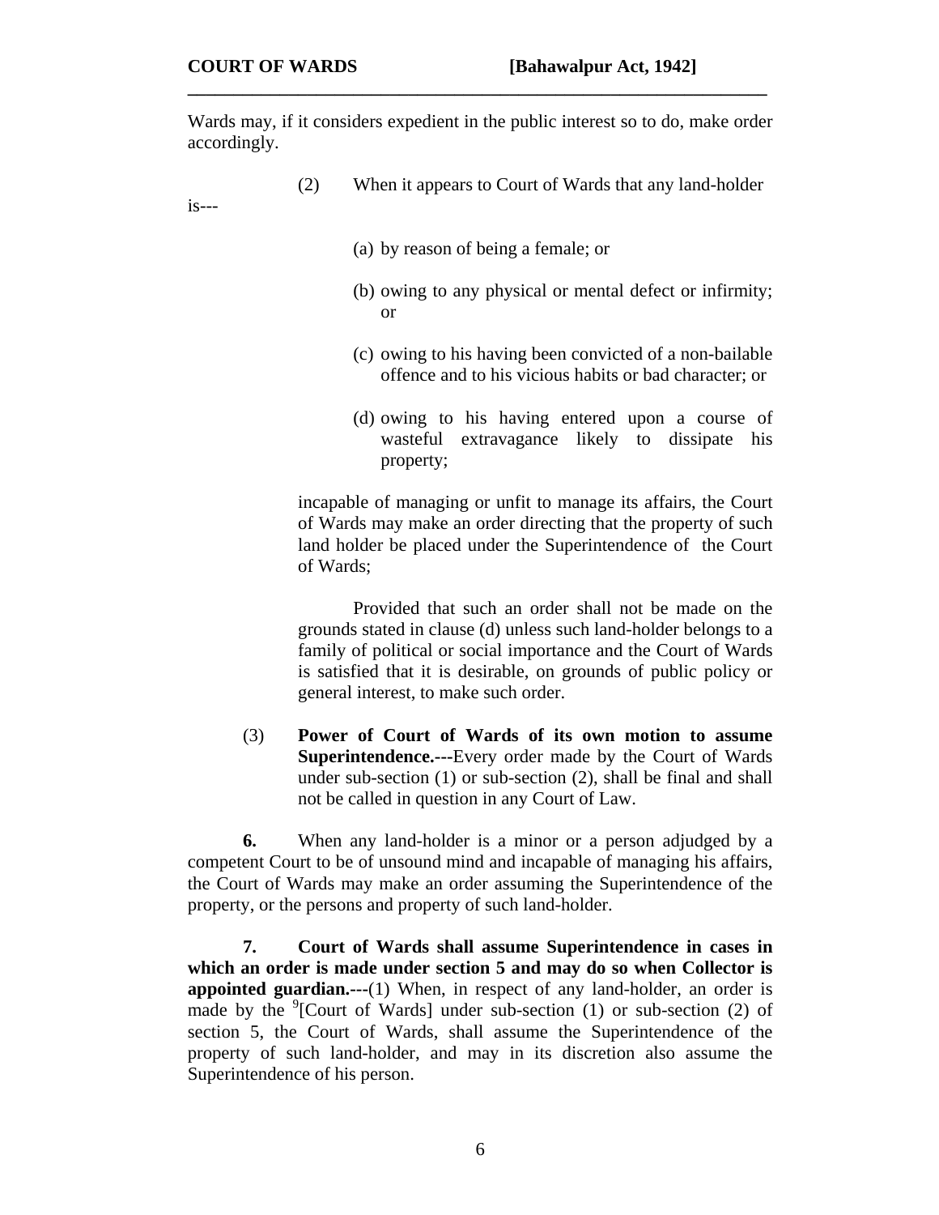Wards may, if it considers expedient in the public interest so to do, make order accordingly.

(2) When it appears to Court of Wards that any land-holder is---

(a) by reason of being a female; or

(b) owing to any physical or mental defect or infirmity; or

(c) owing to his having been convicted of a non-bailable offence and to his vicious habits or bad character; or

(d) owing to his having entered upon a course of wasteful extravagance likely to dissipate his property;

incapable of managing or unfit to manage its affairs, the Court of Wards may make an order directing that the property of such land holder be placed under the Superintendence of the Court of Wards;

Provided that such an order shall not be made on the grounds stated in clause (d) unless such land-holder belongs to a family of political or social importance and the Court of Wards is satisfied that it is desirable, on grounds of public policy or general interest, to make such order.

(3) **Power of Court of Wards of its own motion to assume Superintendence.---**Every order made by the Court of Wards under sub-section (1) or sub-section (2), shall be final and shall not be called in question in any Court of Law.

**6.** When any land-holder is a minor or a person adjudged by a competent Court to be of unsound mind and incapable of managing his affairs, the Court of Wards may make an order assuming the Superintendence of the property, or the persons and property of such land-holder.

**7. Court of Wards shall assume Superintendence in cases in which an order is made under section 5 and may do so when Collector is appointed guardian.**---(1) When, in respect of any land-holder, an order is made by the [9][Court of Wards] under sub-section (1) or sub-section (2) of section 5, the Court of Wards, shall assume the Superintendence of the property of such land-holder, and may in its discretion also assume the Superintendence of his person.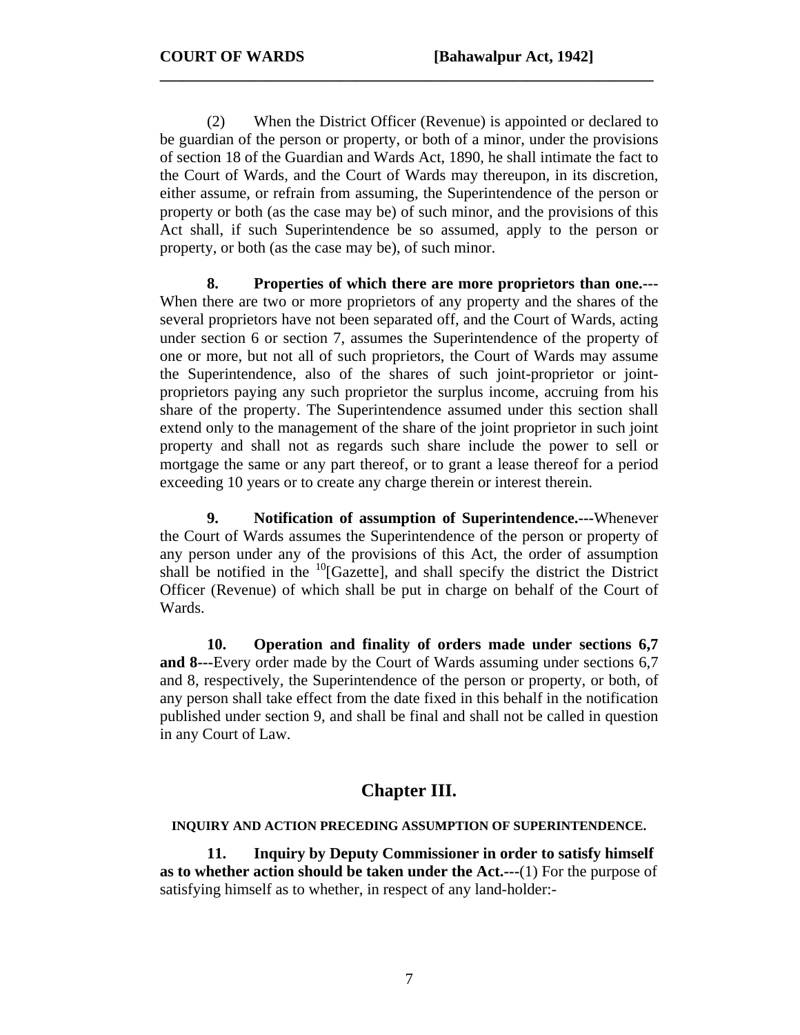(2) When the District Officer (Revenue) is appointed or declared to be guardian of the person or property, or both of a minor, under the provisions of section 18 of the Guardian and Wards Act, 1890, he shall intimate the fact to the Court of Wards, and the Court of Wards may thereupon, in its discretion, either assume, or refrain from assuming, the Superintendence of the person or property or both (as the case may be) of such minor, and the provisions of this Act shall, if such Superintendence be so assumed, apply to the person or property, or both (as the case may be), of such minor.

**8. Properties of which there are more proprietors than one.---** When there are two or more proprietors of any property and the shares of the several proprietors have not been separated off, and the Court of Wards, acting under section 6 or section 7, assumes the Superintendence of the property of one or more, but not all of such proprietors, the Court of Wards may assume the Superintendence, also of the shares of such joint-proprietor or joint-proprietors paying any such proprietor the surplus income, accruing from his share of the property. The Superintendence assumed under this section shall extend only to the management of the share of the joint proprietor in such joint property and shall not as regards such share include the power to sell or mortgage the same or any part thereof, or to grant a lease thereof for a period exceeding 10 years or to create any charge therein or interest therein.

**9. Notification of assumption of Superintendence.---**Whenever the Court of Wards assumes the Superintendence of the person or property of any person under any of the provisions of this Act, the order of assumption shall be notified in the [10][Gazette], and shall specify the district the District Officer (Revenue) of which shall be put in charge on behalf of the Court of Wards.

**10. Operation and finality of orders made under sections 6,7 and 8---**Every order made by the Court of Wards assuming under sections 6,7 and 8, respectively, the Superintendence of the person or property, or both, of any person shall take effect from the date fixed in this behalf in the notification published under section 9, and shall be final and shall not be called in question in any Court of Law.

## Chapter III.

**INQUIRY AND ACTION PRECEDING ASSUMPTION OF SUPERINTENDENCE.**

**11. Inquiry by Deputy Commissioner in order to satisfy himself as to whether action should be taken under the Act.---**(1) For the purpose of satisfying himself as to whether, in respect of any land-holder:-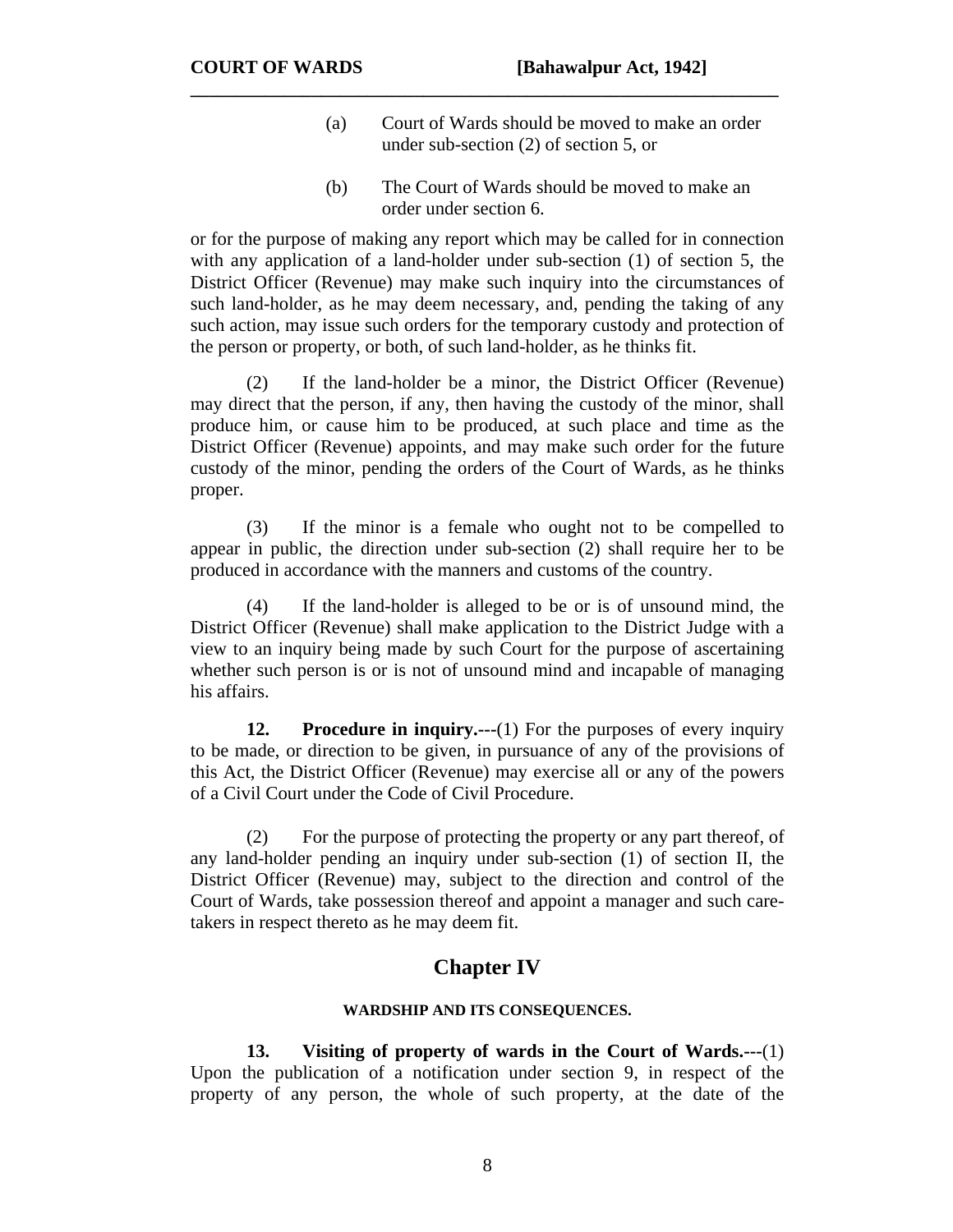(a) Court of Wards should be moved to make an order under sub-section (2) of section 5, or

(b) The Court of Wards should be moved to make an order under section 6.

or for the purpose of making any report which may be called for in connection with any application of a land-holder under sub-section (1) of section 5, the District Officer (Revenue) may make such inquiry into the circumstances of such land-holder, as he may deem necessary, and, pending the taking of any such action, may issue such orders for the temporary custody and protection of the person or property, or both, of such land-holder, as he thinks fit.

(2) If the land-holder be a minor, the District Officer (Revenue) may direct that the person, if any, then having the custody of the minor, shall produce him, or cause him to be produced, at such place and time as the District Officer (Revenue) appoints, and may make such order for the future custody of the minor, pending the orders of the Court of Wards, as he thinks proper.

(3) If the minor is a female who ought not to be compelled to appear in public, the direction under sub-section (2) shall require her to be produced in accordance with the manners and customs of the country.

(4) If the land-holder is alleged to be or is of unsound mind, the District Officer (Revenue) shall make application to the District Judge with a view to an inquiry being made by such Court for the purpose of ascertaining whether such person is or is not of unsound mind and incapable of managing his affairs.

**12. Procedure in inquiry.---**(1) For the purposes of every inquiry to be made, or direction to be given, in pursuance of any of the provisions of this Act, the District Officer (Revenue) may exercise all or any of the powers of a Civil Court under the Code of Civil Procedure.

(2) For the purpose of protecting the property or any part thereof, of any land-holder pending an inquiry under sub-section (1) of section II, the District Officer (Revenue) may, subject to the direction and control of the Court of Wards, take possession thereof and appoint a manager and such care-takers in respect thereto as he may deem fit.

## Chapter IV

#### WARDSHIP AND ITS CONSEQUENCES.

**13. Visiting of property of wards in the Court of Wards.---**(1) Upon the publication of a notification under section 9, in respect of the property of any person, the whole of such property, at the date of the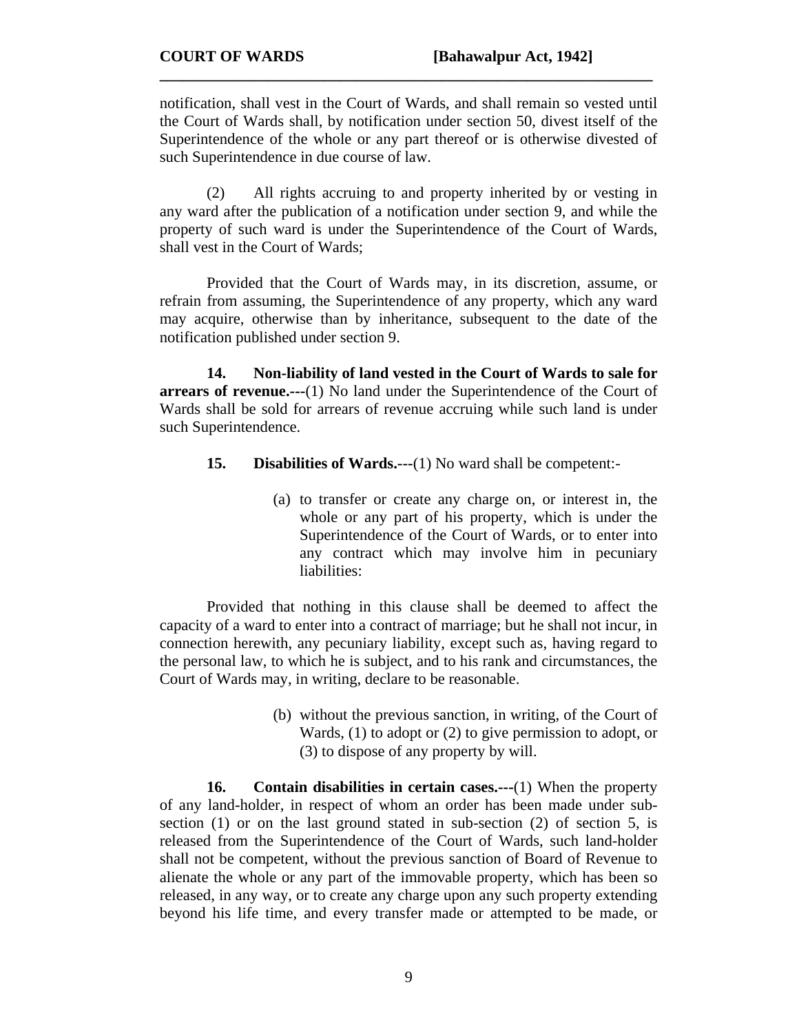notification, shall vest in the Court of Wards, and shall remain so vested until the Court of Wards shall, by notification under section 50, divest itself of the Superintendence of the whole or any part thereof or is otherwise divested of such Superintendence in due course of law.

(2) All rights accruing to and property inherited by or vesting in any ward after the publication of a notification under section 9, and while the property of such ward is under the Superintendence of the Court of Wards, shall vest in the Court of Wards;

Provided that the Court of Wards may, in its discretion, assume, or refrain from assuming, the Superintendence of any property, which any ward may acquire, otherwise than by inheritance, subsequent to the date of the notification published under section 9.

**14. Non-liability of land vested in the Court of Wards to sale for arrears of revenue.---**(1) No land under the Superintendence of the Court of Wards shall be sold for arrears of revenue accruing while such land is under such Superintendence.

**15. Disabilities of Wards.---**(1) No ward shall be competent:-

(a) to transfer or create any charge on, or interest in, the whole or any part of his property, which is under the Superintendence of the Court of Wards, or to enter into any contract which may involve him in pecuniary liabilities:

Provided that nothing in this clause shall be deemed to affect the capacity of a ward to enter into a contract of marriage; but he shall not incur, in connection herewith, any pecuniary liability, except such as, having regard to the personal law, to which he is subject, and to his rank and circumstances, the Court of Wards may, in writing, declare to be reasonable.

(b) without the previous sanction, in writing, of the Court of Wards, (1) to adopt or (2) to give permission to adopt, or (3) to dispose of any property by will.

**16. Contain disabilities in certain cases.---**(1) When the property of any land-holder, in respect of whom an order has been made under sub-section (1) or on the last ground stated in sub-section (2) of section 5, is released from the Superintendence of the Court of Wards, such land-holder shall not be competent, without the previous sanction of Board of Revenue to alienate the whole or any part of the immovable property, which has been so released, in any way, or to create any charge upon any such property extending beyond his life time, and every transfer made or attempted to be made, or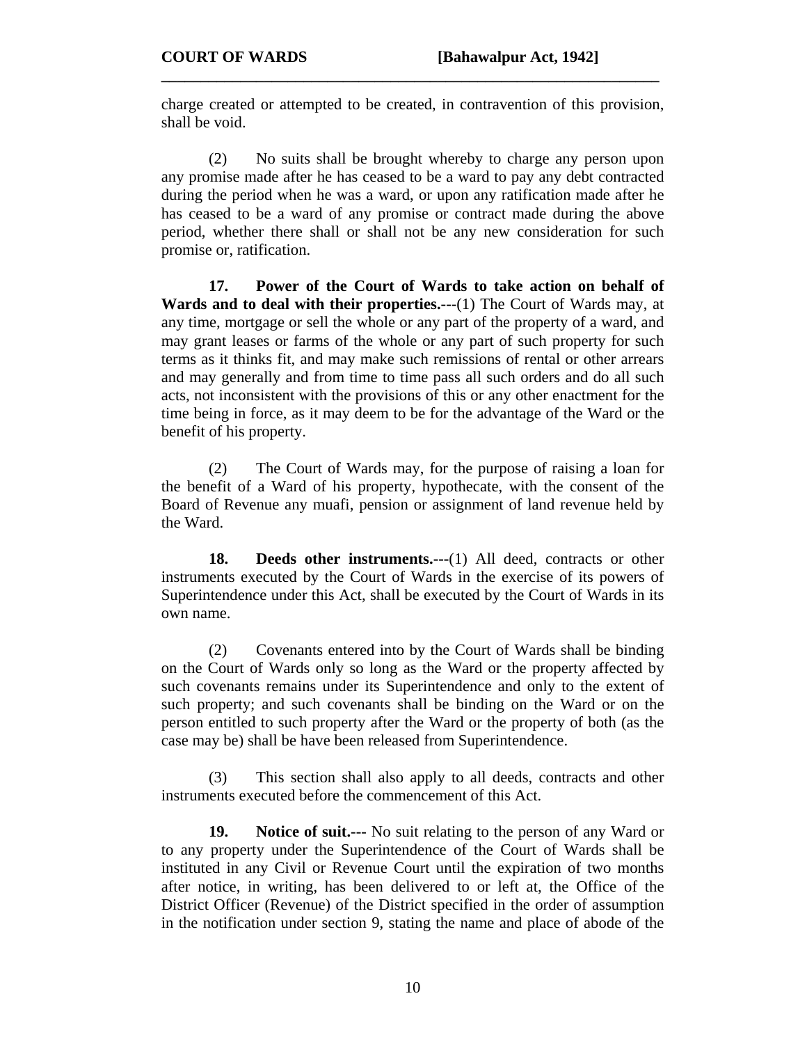charge created or attempted to be created, in contravention of this provision, shall be void.

(2) No suits shall be brought whereby to charge any person upon any promise made after he has ceased to be a ward to pay any debt contracted during the period when he was a ward, or upon any ratification made after he has ceased to be a ward of any promise or contract made during the above period, whether there shall or shall not be any new consideration for such promise or, ratification.

**17. Power of the Court of Wards to take action on behalf of Wards and to deal with their properties.---**(1) The Court of Wards may, at any time, mortgage or sell the whole or any part of the property of a ward, and may grant leases or farms of the whole or any part of such property for such terms as it thinks fit, and may make such remissions of rental or other arrears and may generally and from time to time pass all such orders and do all such acts, not inconsistent with the provisions of this or any other enactment for the time being in force, as it may deem to be for the advantage of the Ward or the benefit of his property.

(2) The Court of Wards may, for the purpose of raising a loan for the benefit of a Ward of his property, hypothecate, with the consent of the Board of Revenue any muafi, pension or assignment of land revenue held by the Ward.

**18. Deeds other instruments.---**(1) All deed, contracts or other instruments executed by the Court of Wards in the exercise of its powers of Superintendence under this Act, shall be executed by the Court of Wards in its own name.

(2) Covenants entered into by the Court of Wards shall be binding on the Court of Wards only so long as the Ward or the property affected by such covenants remains under its Superintendence and only to the extent of such property; and such covenants shall be binding on the Ward or on the person entitled to such property after the Ward or the property of both (as the case may be) shall be have been released from Superintendence.

(3) This section shall also apply to all deeds, contracts and other instruments executed before the commencement of this Act.

**19. Notice of suit.---** No suit relating to the person of any Ward or to any property under the Superintendence of the Court of Wards shall be instituted in any Civil or Revenue Court until the expiration of two months after notice, in writing, has been delivered to or left at, the Office of the District Officer (Revenue) of the District specified in the order of assumption in the notification under section 9, stating the name and place of abode of the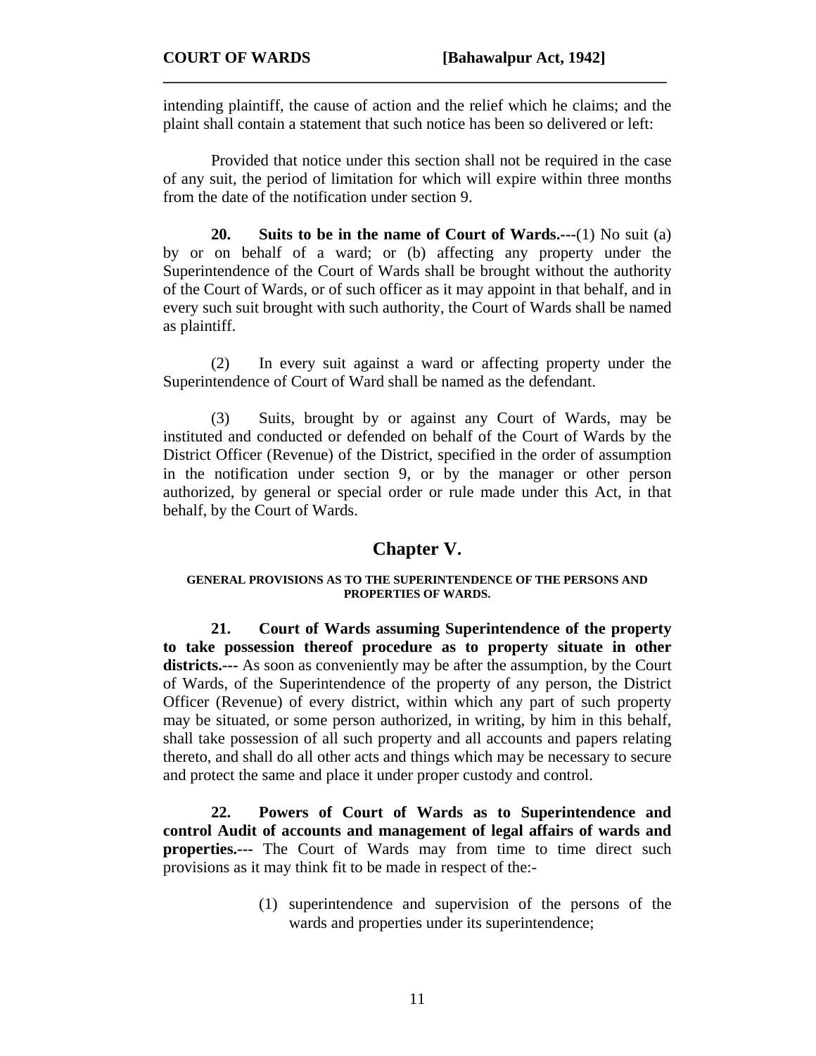intending plaintiff, the cause of action and the relief which he claims; and the plaint shall contain a statement that such notice has been so delivered or left:

Provided that notice under this section shall not be required in the case of any suit, the period of limitation for which will expire within three months from the date of the notification under section 9.

**20. Suits to be in the name of Court of Wards.---**(1) No suit (a) by or on behalf of a ward; or (b) affecting any property under the Superintendence of the Court of Wards shall be brought without the authority of the Court of Wards, or of such officer as it may appoint in that behalf, and in every such suit brought with such authority, the Court of Wards shall be named as plaintiff.

(2) In every suit against a ward or affecting property under the Superintendence of Court of Ward shall be named as the defendant.

(3) Suits, brought by or against any Court of Wards, may be instituted and conducted or defended on behalf of the Court of Wards by the District Officer (Revenue) of the District, specified in the order of assumption in the notification under section 9, or by the manager or other person authorized, by general or special order or rule made under this Act, in that behalf, by the Court of Wards.

## Chapter V.

### GENERAL PROVISIONS AS TO THE SUPERINTENDENCE OF THE PERSONS AND PROPERTIES OF WARDS.

**21. Court of Wards assuming Superintendence of the property to take possession thereof procedure as to property situate in other districts.---** As soon as conveniently may be after the assumption, by the Court of Wards, of the Superintendence of the property of any person, the District Officer (Revenue) of every district, within which any part of such property may be situated, or some person authorized, in writing, by him in this behalf, shall take possession of all such property and all accounts and papers relating thereto, and shall do all other acts and things which may be necessary to secure and protect the same and place it under proper custody and control.

**22. Powers of Court of Wards as to Superintendence and control Audit of accounts and management of legal affairs of wards and properties.---** The Court of Wards may from time to time direct such provisions as it may think fit to be made in respect of the:-

(1) superintendence and supervision of the persons of the wards and properties under its superintendence;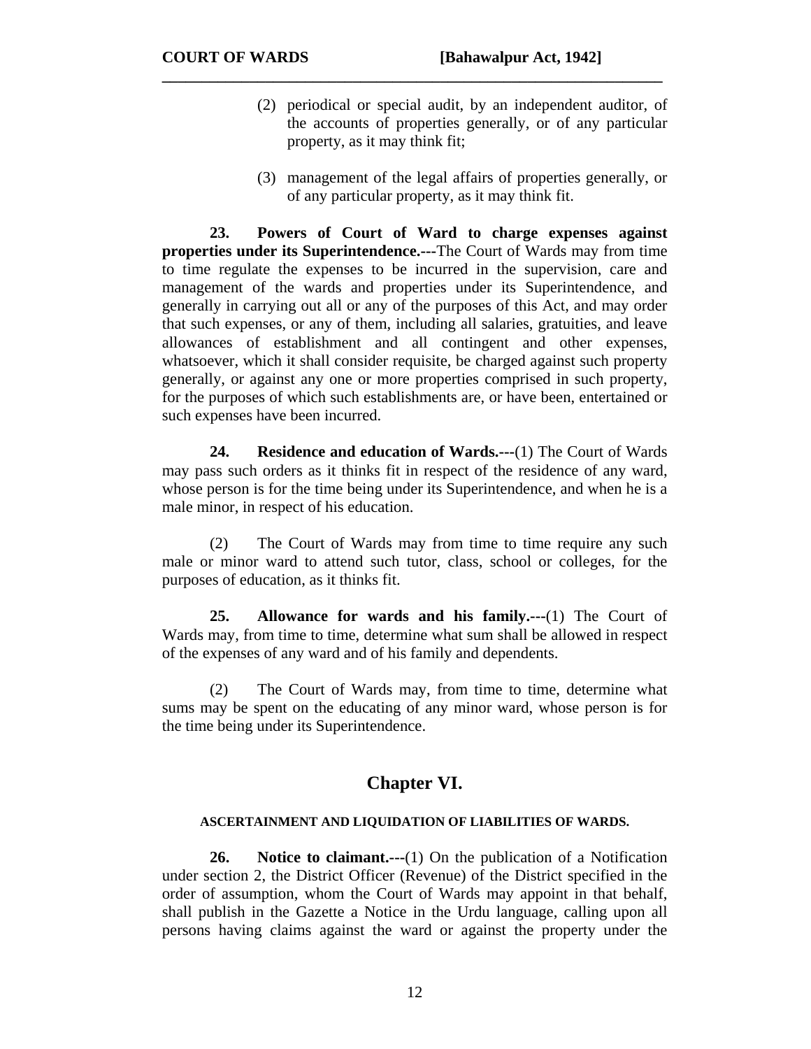(2) periodical or special audit, by an independent auditor, of the accounts of properties generally, or of any particular property, as it may think fit;

(3) management of the legal affairs of properties generally, or of any particular property, as it may think fit.

**23. Powers of Court of Ward to charge expenses against properties under its Superintendence.---**The Court of Wards may from time to time regulate the expenses to be incurred in the supervision, care and management of the wards and properties under its Superintendence, and generally in carrying out all or any of the purposes of this Act, and may order that such expenses, or any of them, including all salaries, gratuities, and leave allowances of establishment and all contingent and other expenses, whatsoever, which it shall consider requisite, be charged against such property generally, or against any one or more properties comprised in such property, for the purposes of which such establishments are, or have been, entertained or such expenses have been incurred.

**24. Residence and education of Wards.---**(1) The Court of Wards may pass such orders as it thinks fit in respect of the residence of any ward, whose person is for the time being under its Superintendence, and when he is a male minor, in respect of his education.

(2) The Court of Wards may from time to time require any such male or minor ward to attend such tutor, class, school or colleges, for the purposes of education, as it thinks fit.

**25. Allowance for wards and his family.---**(1) The Court of Wards may, from time to time, determine what sum shall be allowed in respect of the expenses of any ward and of his family and dependents.

(2) The Court of Wards may, from time to time, determine what sums may be spent on the educating of any minor ward, whose person is for the time being under its Superintendence.

## Chapter VI.

### ASCERTAINMENT AND LIQUIDATION OF LIABILITIES OF WARDS.

**26. Notice to claimant.---**(1) On the publication of a Notification under section 2, the District Officer (Revenue) of the District specified in the order of assumption, whom the Court of Wards may appoint in that behalf, shall publish in the Gazette a Notice in the Urdu language, calling upon all persons having claims against the ward or against the property under the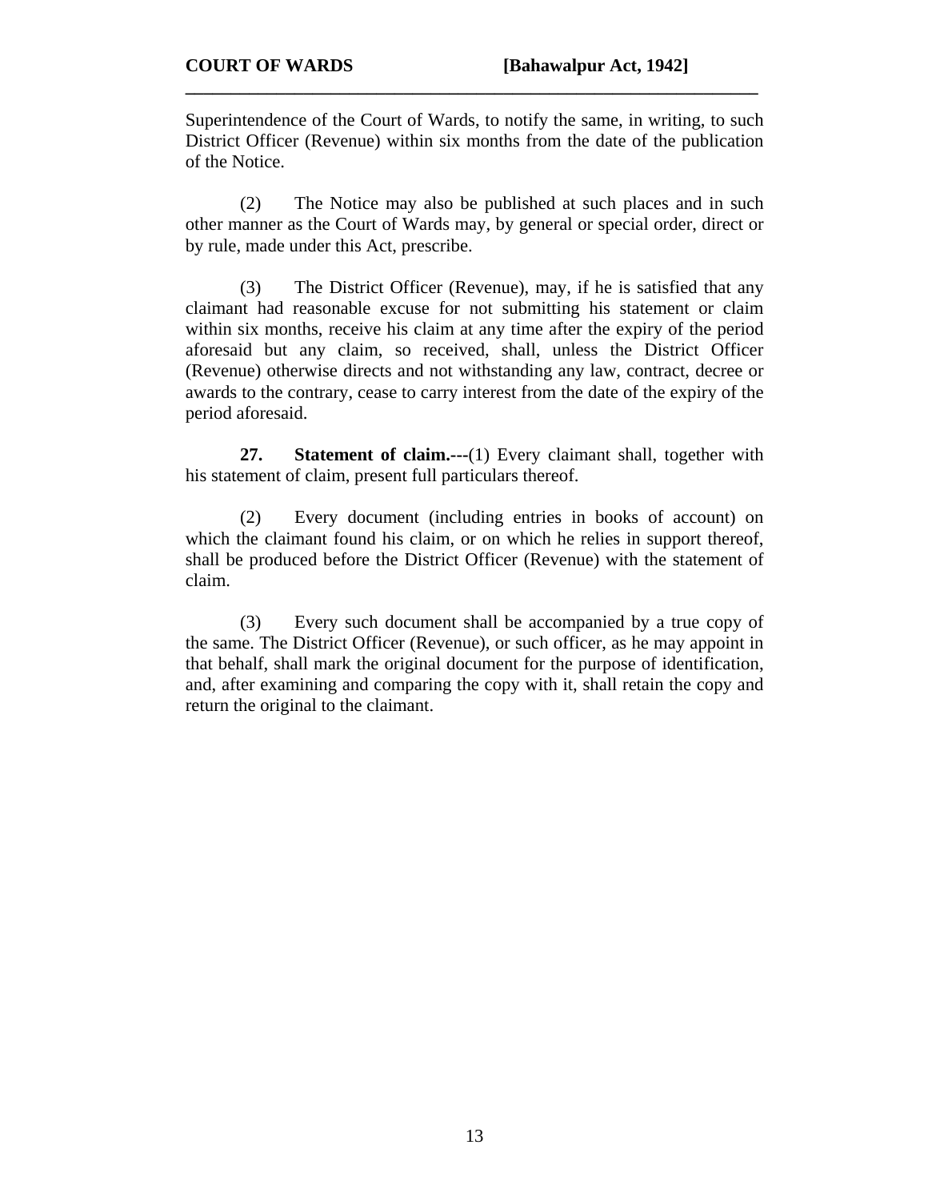Superintendence of the Court of Wards, to notify the same, in writing, to such District Officer (Revenue) within six months from the date of the publication of the Notice.

(2) The Notice may also be published at such places and in such other manner as the Court of Wards may, by general or special order, direct or by rule, made under this Act, prescribe.

(3) The District Officer (Revenue), may, if he is satisfied that any claimant had reasonable excuse for not submitting his statement or claim within six months, receive his claim at any time after the expiry of the period aforesaid but any claim, so received, shall, unless the District Officer (Revenue) otherwise directs and not withstanding any law, contract, decree or awards to the contrary, cease to carry interest from the date of the expiry of the period aforesaid.

**27. Statement of claim.---**(1) Every claimant shall, together with his statement of claim, present full particulars thereof.

(2) Every document (including entries in books of account) on which the claimant found his claim, or on which he relies in support thereof, shall be produced before the District Officer (Revenue) with the statement of claim.

(3) Every such document shall be accompanied by a true copy of the same. The District Officer (Revenue), or such officer, as he may appoint in that behalf, shall mark the original document for the purpose of identification, and, after examining and comparing the copy with it, shall retain the copy and return the original to the claimant.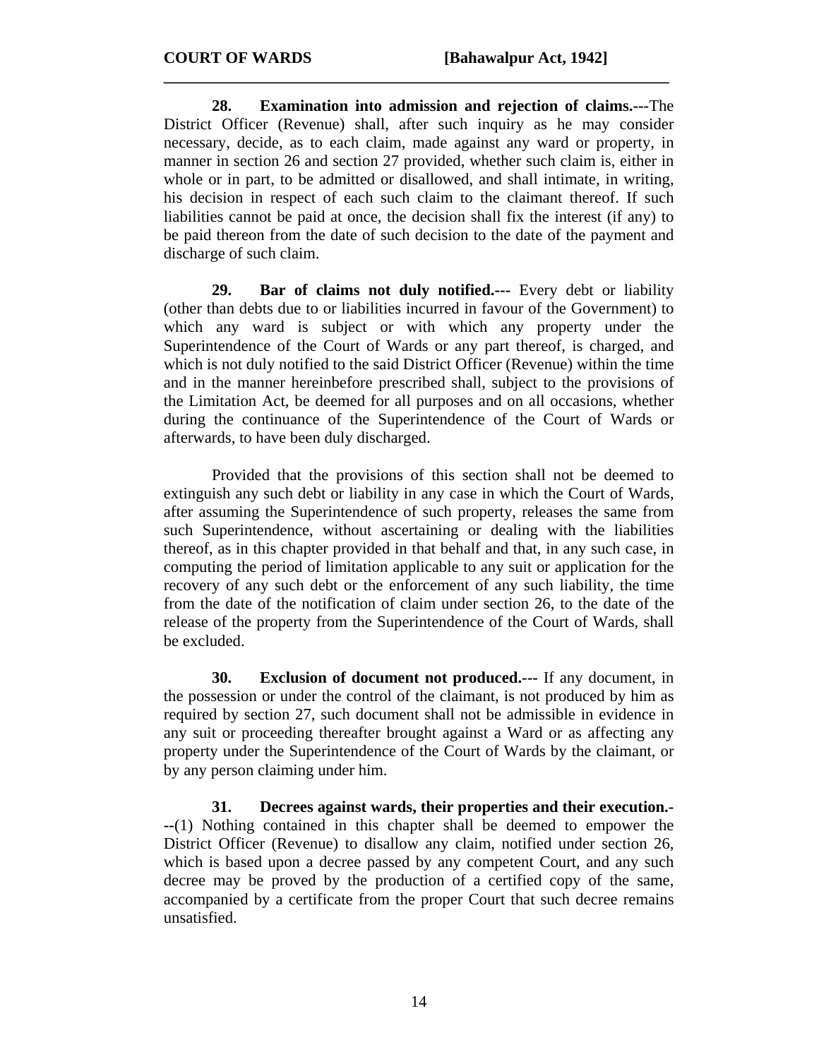**28. Examination into admission and rejection of claims.---**The District Officer (Revenue) shall, after such inquiry as he may consider necessary, decide, as to each claim, made against any ward or property, in manner in section 26 and section 27 provided, whether such claim is, either in whole or in part, to be admitted or disallowed, and shall intimate, in writing, his decision in respect of each such claim to the claimant thereof. If such liabilities cannot be paid at once, the decision shall fix the interest (if any) to be paid thereon from the date of such decision to the date of the payment and discharge of such claim.

**29. Bar of claims not duly notified.---** Every debt or liability (other than debts due to or liabilities incurred in favour of the Government) to which any ward is subject or with which any property under the Superintendence of the Court of Wards or any part thereof, is charged, and which is not duly notified to the said District Officer (Revenue) within the time and in the manner hereinbefore prescribed shall, subject to the provisions of the Limitation Act, be deemed for all purposes and on all occasions, whether during the continuance of the Superintendence of the Court of Wards or afterwards, to have been duly discharged.

Provided that the provisions of this section shall not be deemed to extinguish any such debt or liability in any case in which the Court of Wards, after assuming the Superintendence of such property, releases the same from such Superintendence, without ascertaining or dealing with the liabilities thereof, as in this chapter provided in that behalf and that, in any such case, in computing the period of limitation applicable to any suit or application for the recovery of any such debt or the enforcement of any such liability, the time from the date of the notification of claim under section 26, to the date of the release of the property from the Superintendence of the Court of Wards, shall be excluded.

**30. Exclusion of document not produced.---** If any document, in the possession or under the control of the claimant, is not produced by him as required by section 27, such document shall not be admissible in evidence in any suit or proceeding thereafter brought against a Ward or as affecting any property under the Superintendence of the Court of Wards by the claimant, or by any person claiming under him.

**31. Decrees against wards, their properties and their execution.---**(1) Nothing contained in this chapter shall be deemed to empower the District Officer (Revenue) to disallow any claim, notified under section 26, which is based upon a decree passed by any competent Court, and any such decree may be proved by the production of a certified copy of the same, accompanied by a certificate from the proper Court that such decree remains unsatisfied.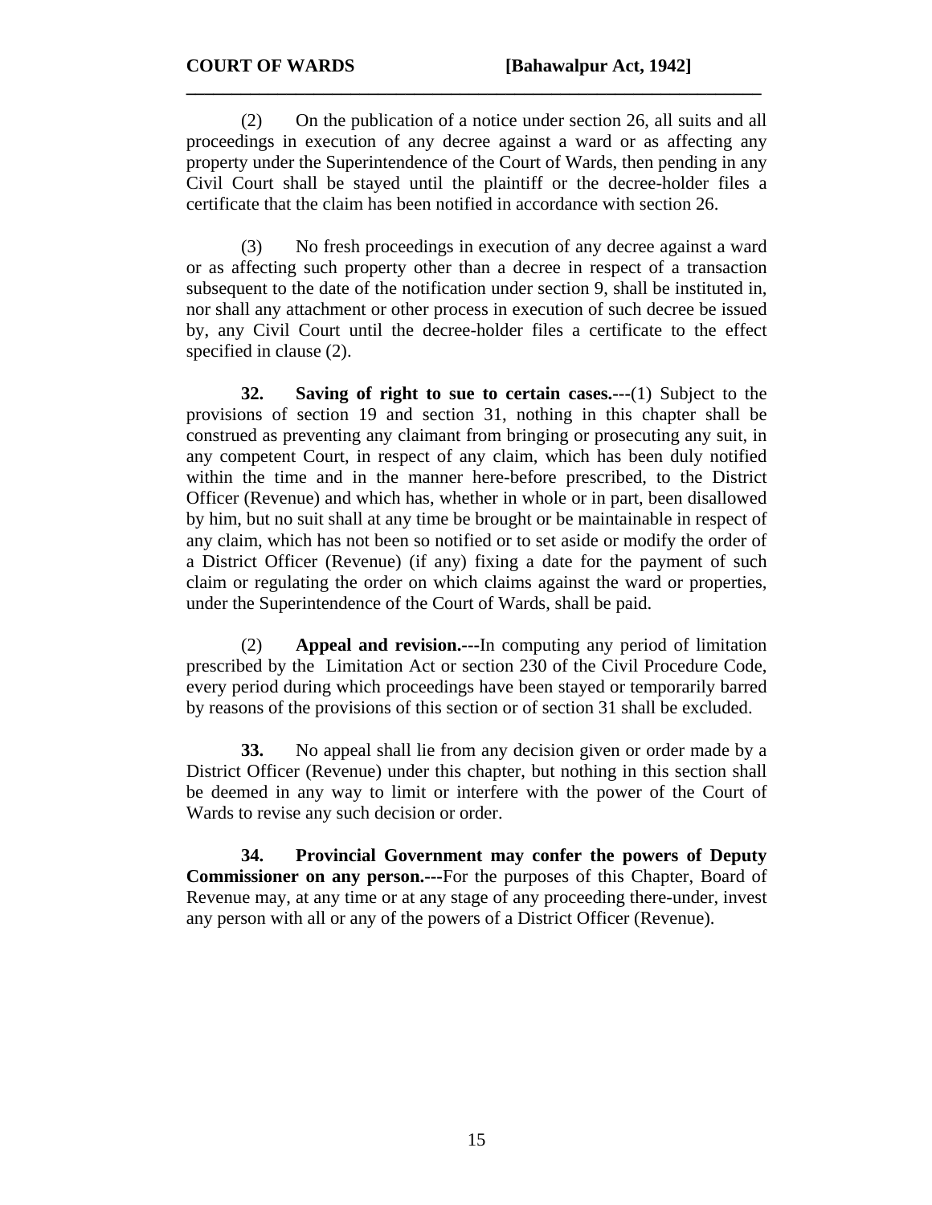(2) On the publication of a notice under section 26, all suits and all proceedings in execution of any decree against a ward or as affecting any property under the Superintendence of the Court of Wards, then pending in any Civil Court shall be stayed until the plaintiff or the decree-holder files a certificate that the claim has been notified in accordance with section 26.

(3) No fresh proceedings in execution of any decree against a ward or as affecting such property other than a decree in respect of a transaction subsequent to the date of the notification under section 9, shall be instituted in, nor shall any attachment or other process in execution of such decree be issued by, any Civil Court until the decree-holder files a certificate to the effect specified in clause (2).

**32. Saving of right to sue to certain cases.**---(1) Subject to the provisions of section 19 and section 31, nothing in this chapter shall be construed as preventing any claimant from bringing or prosecuting any suit, in any competent Court, in respect of any claim, which has been duly notified within the time and in the manner here-before prescribed, to the District Officer (Revenue) and which has, whether in whole or in part, been disallowed by him, but no suit shall at any time be brought or be maintainable in respect of any claim, which has not been so notified or to set aside or modify the order of a District Officer (Revenue) (if any) fixing a date for the payment of such claim or regulating the order on which claims against the ward or properties, under the Superintendence of the Court of Wards, shall be paid.

(2) **Appeal and revision.---**In computing any period of limitation prescribed by the Limitation Act or section 230 of the Civil Procedure Code, every period during which proceedings have been stayed or temporarily barred by reasons of the provisions of this section or of section 31 shall be excluded.

**33.** No appeal shall lie from any decision given or order made by a District Officer (Revenue) under this chapter, but nothing in this section shall be deemed in any way to limit or interfere with the power of the Court of Wards to revise any such decision or order.

**34. Provincial Government may confer the powers of Deputy Commissioner on any person.---**For the purposes of this Chapter, Board of Revenue may, at any time or at any stage of any proceeding there-under, invest any person with all or any of the powers of a District Officer (Revenue).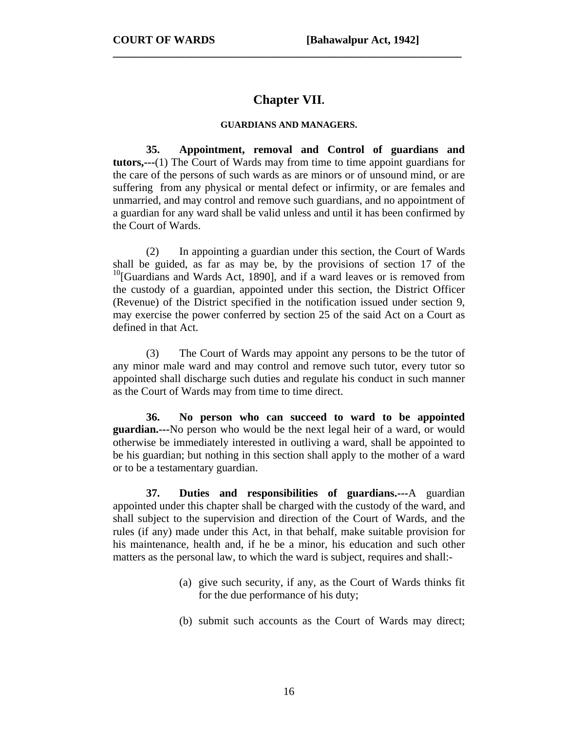## Chapter VII.

### GUARDIANS AND MANAGERS.

**35. Appointment, removal and Control of guardians and tutors,---**(1) The Court of Wards may from time to time appoint guardians for the care of the persons of such wards as are minors or of unsound mind, or are suffering from any physical or mental defect or infirmity, or are females and unmarried, and may control and remove such guardians, and no appointment of a guardian for any ward shall be valid unless and until it has been confirmed by the Court of Wards.

(2) In appointing a guardian under this section, the Court of Wards shall be guided, as far as may be, by the provisions of section 17 of the [10][Guardians and Wards Act, 1890], and if a ward leaves or is removed from the custody of a guardian, appointed under this section, the District Officer (Revenue) of the District specified in the notification issued under section 9, may exercise the power conferred by section 25 of the said Act on a Court as defined in that Act.

(3) The Court of Wards may appoint any persons to be the tutor of any minor male ward and may control and remove such tutor, every tutor so appointed shall discharge such duties and regulate his conduct in such manner as the Court of Wards may from time to time direct.

**36. No person who can succeed to ward to be appointed guardian.---**No person who would be the next legal heir of a ward, or would otherwise be immediately interested in outliving a ward, shall be appointed to be his guardian; but nothing in this section shall apply to the mother of a ward or to be a testamentary guardian.

**37. Duties and responsibilities of guardians.---**A guardian appointed under this chapter shall be charged with the custody of the ward, and shall subject to the supervision and direction of the Court of Wards, and the rules (if any) made under this Act, in that behalf, make suitable provision for his maintenance, health and, if he be a minor, his education and such other matters as the personal law, to which the ward is subject, requires and shall:-

(a) give such security, if any, as the Court of Wards thinks fit for the due performance of his duty;

(b) submit such accounts as the Court of Wards may direct;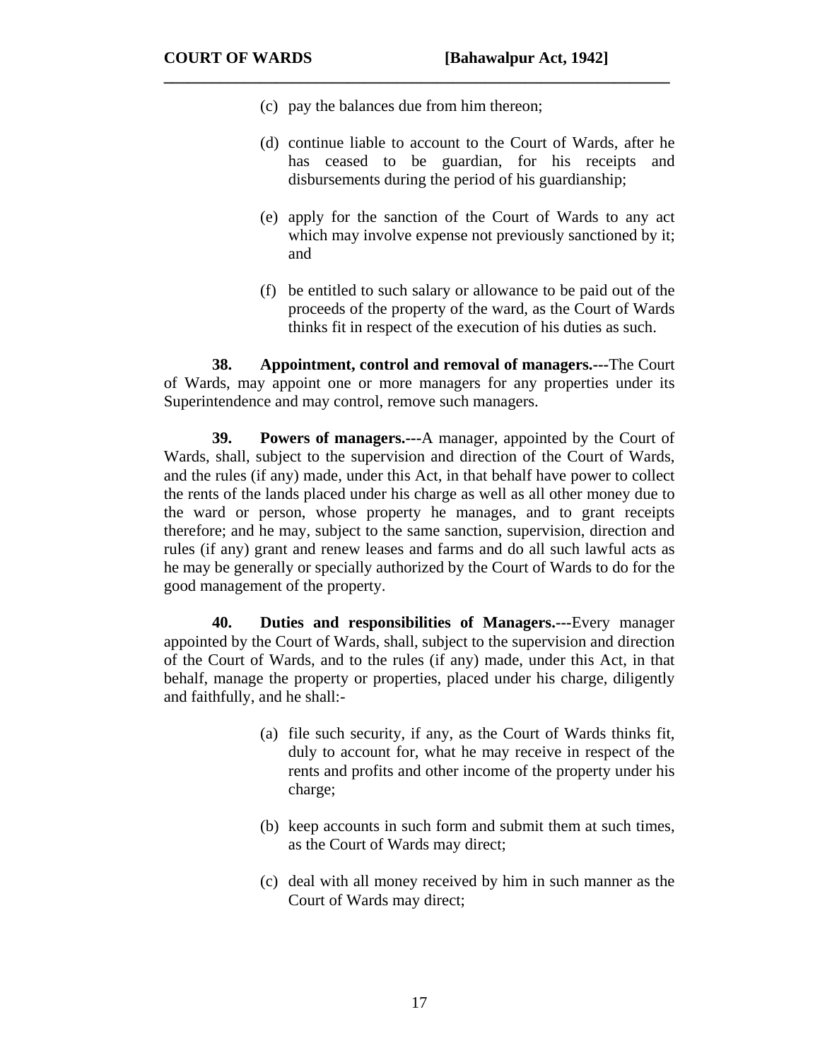(c) pay the balances due from him thereon;

(d) continue liable to account to the Court of Wards, after he has ceased to be guardian, for his receipts and disbursements during the period of his guardianship;

(e) apply for the sanction of the Court of Wards to any act which may involve expense not previously sanctioned by it; and

(f) be entitled to such salary or allowance to be paid out of the proceeds of the property of the ward, as the Court of Wards thinks fit in respect of the execution of his duties as such.

**38. Appointment, control and removal of managers.---**The Court of Wards, may appoint one or more managers for any properties under its Superintendence and may control, remove such managers.

**39. Powers of managers.---**A manager, appointed by the Court of Wards, shall, subject to the supervision and direction of the Court of Wards, and the rules (if any) made, under this Act, in that behalf have power to collect the rents of the lands placed under his charge as well as all other money due to the ward or person, whose property he manages, and to grant receipts therefore; and he may, subject to the same sanction, supervision, direction and rules (if any) grant and renew leases and farms and do all such lawful acts as he may be generally or specially authorized by the Court of Wards to do for the good management of the property.

**40. Duties and responsibilities of Managers.---**Every manager appointed by the Court of Wards, shall, subject to the supervision and direction of the Court of Wards, and to the rules (if any) made, under this Act, in that behalf, manage the property or properties, placed under his charge, diligently and faithfully, and he shall:-

(a) file such security, if any, as the Court of Wards thinks fit, duly to account for, what he may receive in respect of the rents and profits and other income of the property under his charge;

(b) keep accounts in such form and submit them at such times, as the Court of Wards may direct;

(c) deal with all money received by him in such manner as the Court of Wards may direct;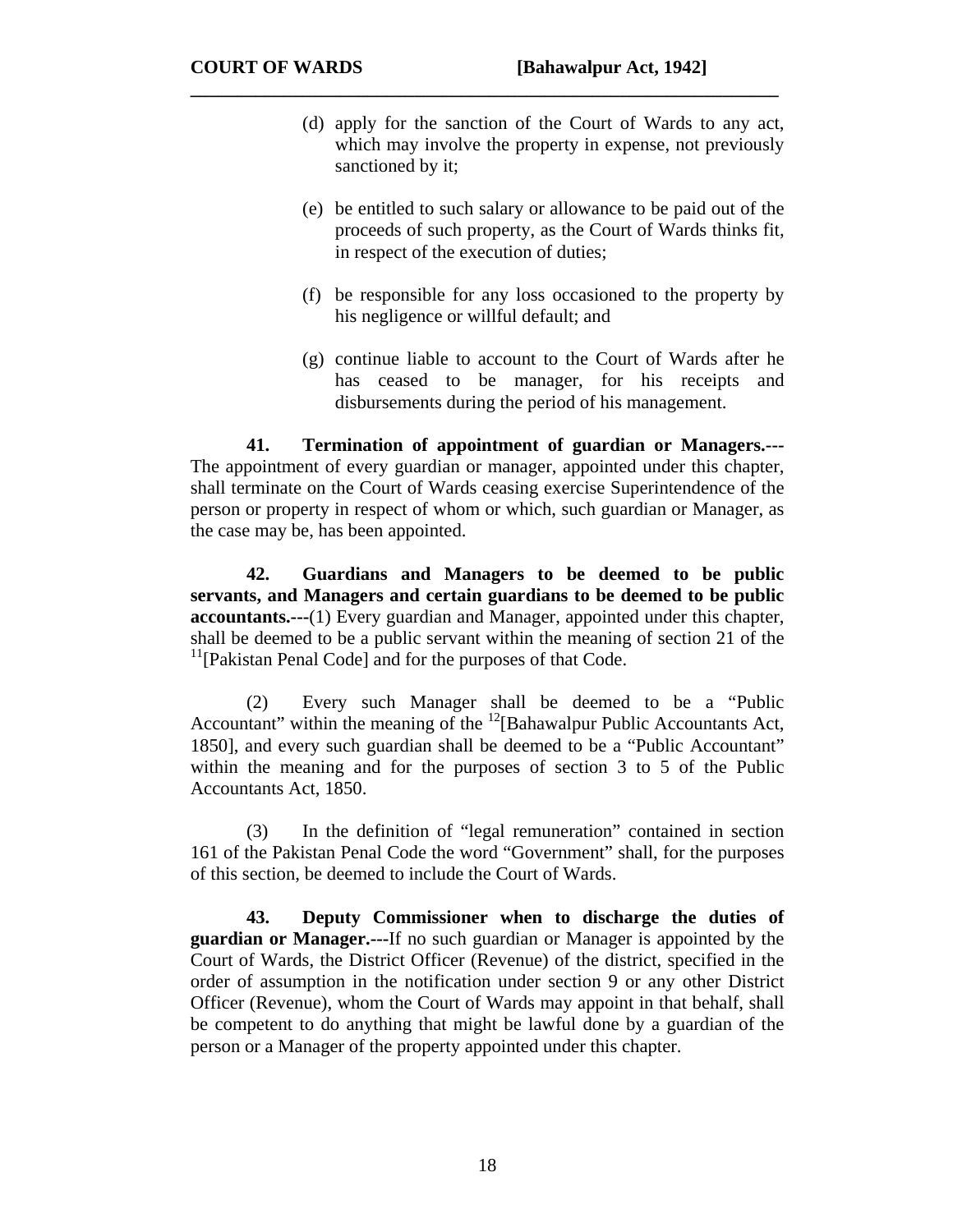(d) apply for the sanction of the Court of Wards to any act, which may involve the property in expense, not previously sanctioned by it;

(e) be entitled to such salary or allowance to be paid out of the proceeds of such property, as the Court of Wards thinks fit, in respect of the execution of duties;

(f) be responsible for any loss occasioned to the property by his negligence or willful default; and

(g) continue liable to account to the Court of Wards after he has ceased to be manager, for his receipts and disbursements during the period of his management.

**41. Termination of appointment of guardian or Managers.---** The appointment of every guardian or manager, appointed under this chapter, shall terminate on the Court of Wards ceasing exercise Superintendence of the person or property in respect of whom or which, such guardian or Manager, as the case may be, has been appointed.

**42. Guardians and Managers to be deemed to be public servants, and Managers and certain guardians to be deemed to be public accountants.---**(1) Every guardian and Manager, appointed under this chapter, shall be deemed to be a public servant within the meaning of section 21 of the [11][Pakistan Penal Code] and for the purposes of that Code.

(2) Every such Manager shall be deemed to be a "Public Accountant" within the meaning of the [12][Bahawalpur Public Accountants Act, 1850], and every such guardian shall be deemed to be a "Public Accountant" within the meaning and for the purposes of section 3 to 5 of the Public Accountants Act, 1850.

(3) In the definition of "legal remuneration" contained in section 161 of the Pakistan Penal Code the word "Government" shall, for the purposes of this section, be deemed to include the Court of Wards.

**43. Deputy Commissioner when to discharge the duties of guardian or Manager.---**If no such guardian or Manager is appointed by the Court of Wards, the District Officer (Revenue) of the district, specified in the order of assumption in the notification under section 9 or any other District Officer (Revenue), whom the Court of Wards may appoint in that behalf, shall be competent to do anything that might be lawful done by a guardian of the person or a Manager of the property appointed under this chapter.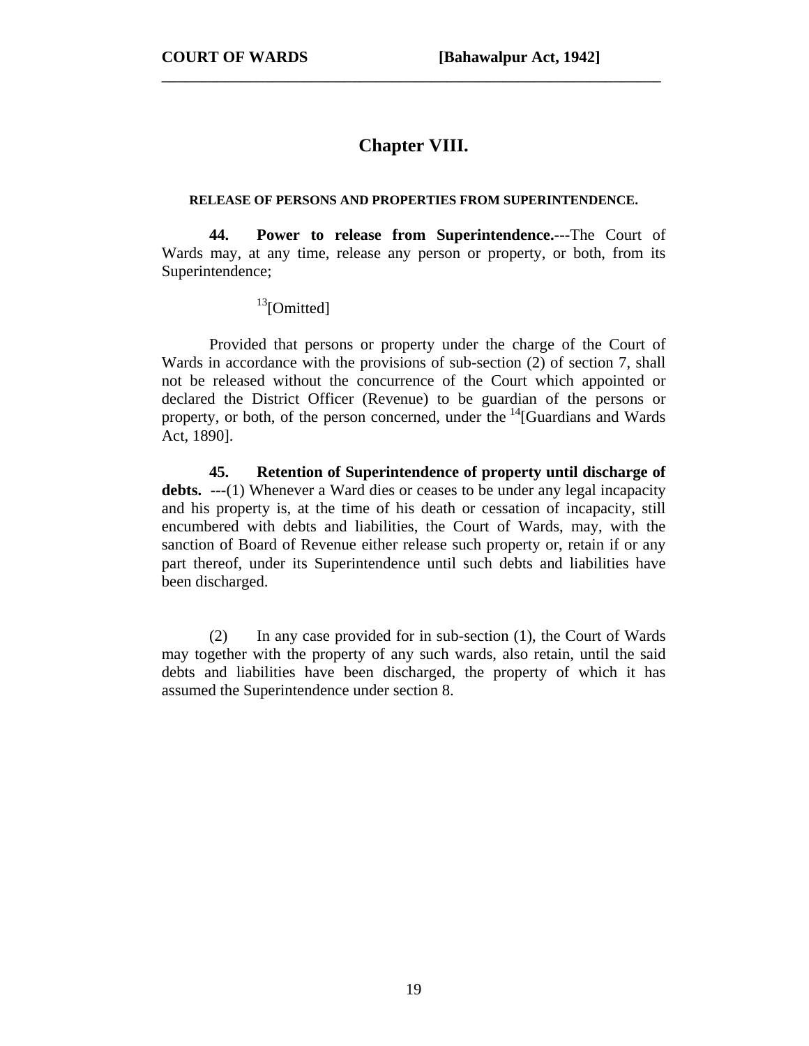# Chapter VIII.

### RELEASE OF PERSONS AND PROPERTIES FROM SUPERINTENDENCE.

**44. Power to release from Superintendence.---**The Court of Wards may, at any time, release any person or property, or both, from its Superintendence;

[13][Omitted]

Provided that persons or property under the charge of the Court of Wards in accordance with the provisions of sub-section (2) of section 7, shall not be released without the concurrence of the Court which appointed or declared the District Officer (Revenue) to be guardian of the persons or property, or both, of the person concerned, under the [14][Guardians and Wards Act, 1890].

**45. Retention of Superintendence of property until discharge of debts. ---**(1) Whenever a Ward dies or ceases to be under any legal incapacity and his property is, at the time of his death or cessation of incapacity, still encumbered with debts and liabilities, the Court of Wards, may, with the sanction of Board of Revenue either release such property or, retain if or any part thereof, under its Superintendence until such debts and liabilities have been discharged.

(2) In any case provided for in sub-section (1), the Court of Wards may together with the property of any such wards, also retain, until the said debts and liabilities have been discharged, the property of which it has assumed the Superintendence under section 8.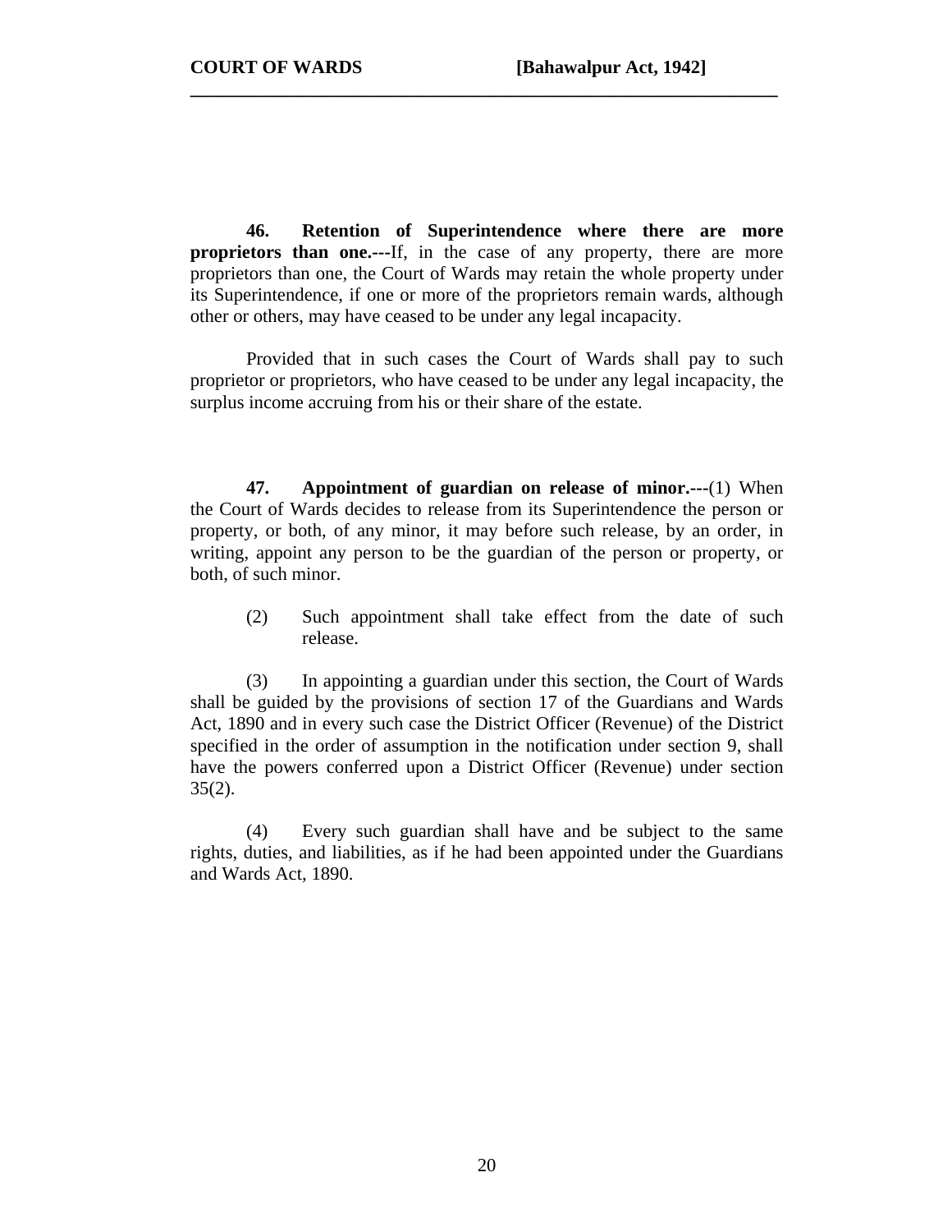**46. Retention of Superintendence where there are more proprietors than one.**---If, in the case of any property, there are more proprietors than one, the Court of Wards may retain the whole property under its Superintendence, if one or more of the proprietors remain wards, although other or others, may have ceased to be under any legal incapacity.

Provided that in such cases the Court of Wards shall pay to such proprietor or proprietors, who have ceased to be under any legal incapacity, the surplus income accruing from his or their share of the estate.

**47. Appointment of guardian on release of minor.**---(1) When the Court of Wards decides to release from its Superintendence the person or property, or both, of any minor, it may before such release, by an order, in writing, appoint any person to be the guardian of the person or property, or both, of such minor.

(2) Such appointment shall take effect from the date of such release.

(3) In appointing a guardian under this section, the Court of Wards shall be guided by the provisions of section 17 of the Guardians and Wards Act, 1890 and in every such case the District Officer (Revenue) of the District specified in the order of assumption in the notification under section 9, shall have the powers conferred upon a District Officer (Revenue) under section 35(2).

(4) Every such guardian shall have and be subject to the same rights, duties, and liabilities, as if he had been appointed under the Guardians and Wards Act, 1890.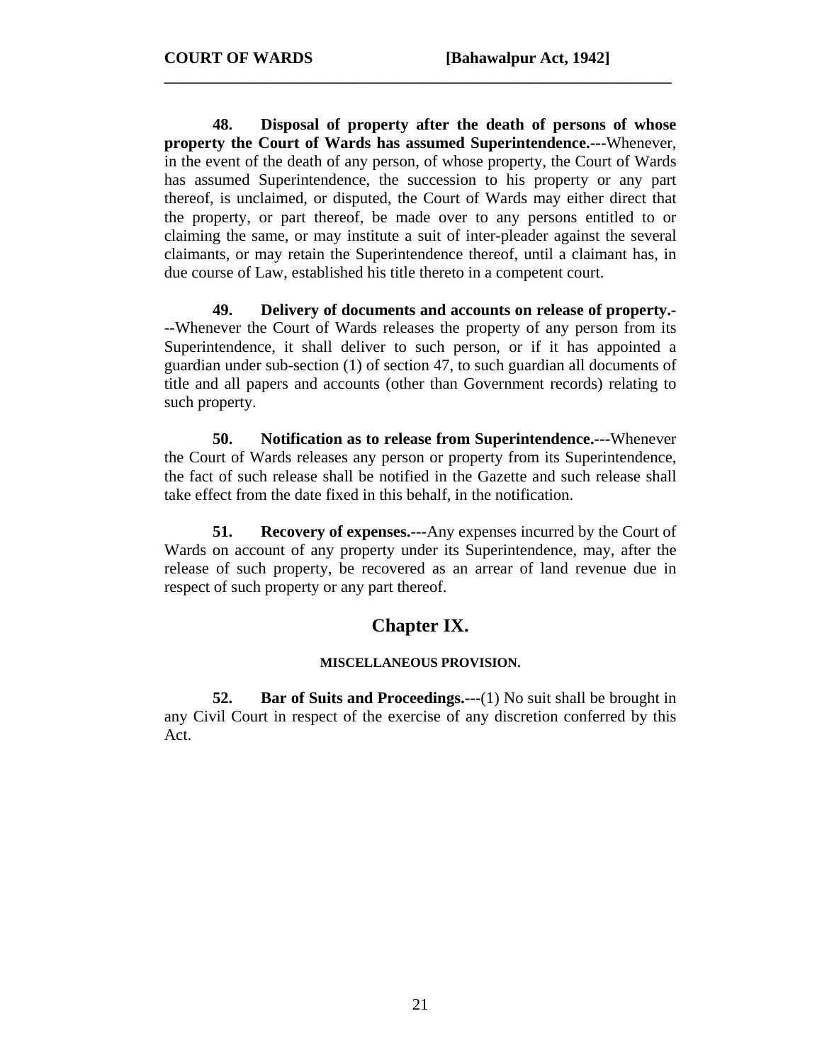**48. Disposal of property after the death of persons of whose property the Court of Wards has assumed Superintendence.---**Whenever, in the event of the death of any person, of whose property, the Court of Wards has assumed Superintendence, the succession to his property or any part thereof, is unclaimed, or disputed, the Court of Wards may either direct that the property, or part thereof, be made over to any persons entitled to or claiming the same, or may institute a suit of inter-pleader against the several claimants, or may retain the Superintendence thereof, until a claimant has, in due course of Law, established his title thereto in a competent court.

**49. Delivery of documents and accounts on release of property.---**Whenever the Court of Wards releases the property of any person from its Superintendence, it shall deliver to such person, or if it has appointed a guardian under sub-section (1) of section 47, to such guardian all documents of title and all papers and accounts (other than Government records) relating to such property.

**50. Notification as to release from Superintendence.---**Whenever the Court of Wards releases any person or property from its Superintendence, the fact of such release shall be notified in the Gazette and such release shall take effect from the date fixed in this behalf, in the notification.

**51. Recovery of expenses.---**Any expenses incurred by the Court of Wards on account of any property under its Superintendence, may, after the release of such property, be recovered as an arrear of land revenue due in respect of such property or any part thereof.

## Chapter IX.

#### MISCELLANEOUS PROVISION.

**52. Bar of Suits and Proceedings.---**(1) No suit shall be brought in any Civil Court in respect of the exercise of any discretion conferred by this Act.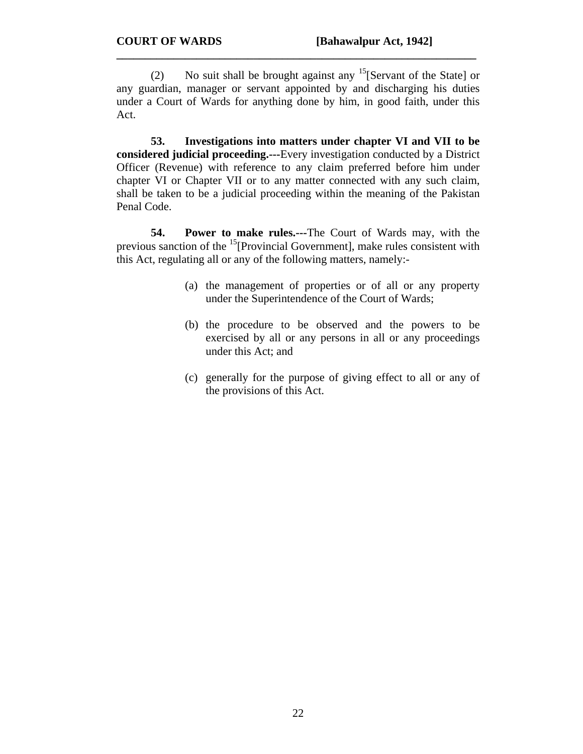(2) No suit shall be brought against any [15][Servant of the State] or any guardian, manager or servant appointed by and discharging his duties under a Court of Wards for anything done by him, in good faith, under this Act.

**53. Investigations into matters under chapter VI and VII to be considered judicial proceeding.---**Every investigation conducted by a District Officer (Revenue) with reference to any claim preferred before him under chapter VI or Chapter VII or to any matter connected with any such claim, shall be taken to be a judicial proceeding within the meaning of the Pakistan Penal Code.

**54. Power to make rules.---**The Court of Wards may, with the previous sanction of the [15][Provincial Government], make rules consistent with this Act, regulating all or any of the following matters, namely:-

(a) the management of properties or of all or any property under the Superintendence of the Court of Wards;

(b) the procedure to be observed and the powers to be exercised by all or any persons in all or any proceedings under this Act; and

(c) generally for the purpose of giving effect to all or any of the provisions of this Act.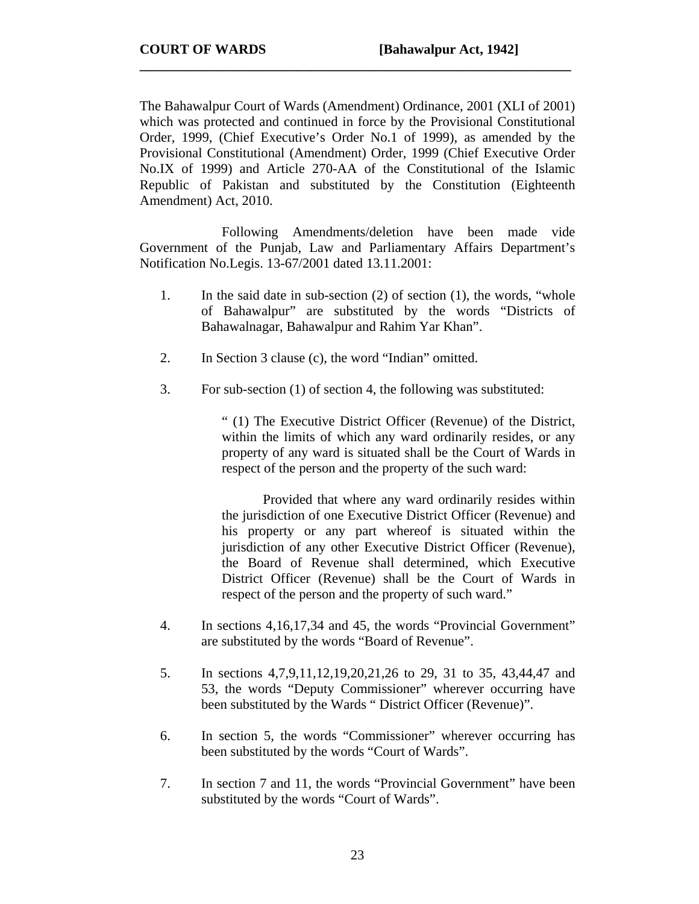The Bahawalpur Court of Wards (Amendment) Ordinance, 2001 (XLI of 2001) which was protected and continued in force by the Provisional Constitutional Order, 1999, (Chief Executive's Order No.1 of 1999), as amended by the Provisional Constitutional (Amendment) Order, 1999 (Chief Executive Order No.IX of 1999) and Article 270-AA of the Constitutional of the Islamic Republic of Pakistan and substituted by the Constitution (Eighteenth Amendment) Act, 2010.

Following Amendments/deletion have been made vide Government of the Punjab, Law and Parliamentary Affairs Department's Notification No.Legis. 13-67/2001 dated 13.11.2001:

1. In the said date in sub-section (2) of section (1), the words, "whole of Bahawalpur" are substituted by the words "Districts of Bahawalnagar, Bahawalpur and Rahim Yar Khan".

2. In Section 3 clause (c), the word "Indian" omitted.

3. For sub-section (1) of section 4, the following was substituted:

   " (1) The Executive District Officer (Revenue) of the District, within the limits of which any ward ordinarily resides, or any property of any ward is situated shall be the Court of Wards in respect of the person and the property of the such ward:

   Provided that where any ward ordinarily resides within the jurisdiction of one Executive District Officer (Revenue) and his property or any part whereof is situated within the jurisdiction of any other Executive District Officer (Revenue), the Board of Revenue shall determined, which Executive District Officer (Revenue) shall be the Court of Wards in respect of the person and the property of such ward."

4. In sections 4,16,17,34 and 45, the words "Provincial Government" are substituted by the words "Board of Revenue".

5. In sections 4,7,9,11,12,19,20,21,26 to 29, 31 to 35, 43,44,47 and 53, the words "Deputy Commissioner" wherever occurring have been substituted by the Wards " District Officer (Revenue)".

6. In section 5, the words "Commissioner" wherever occurring has been substituted by the words "Court of Wards".

7. In section 7 and 11, the words "Provincial Government" have been substituted by the words "Court of Wards".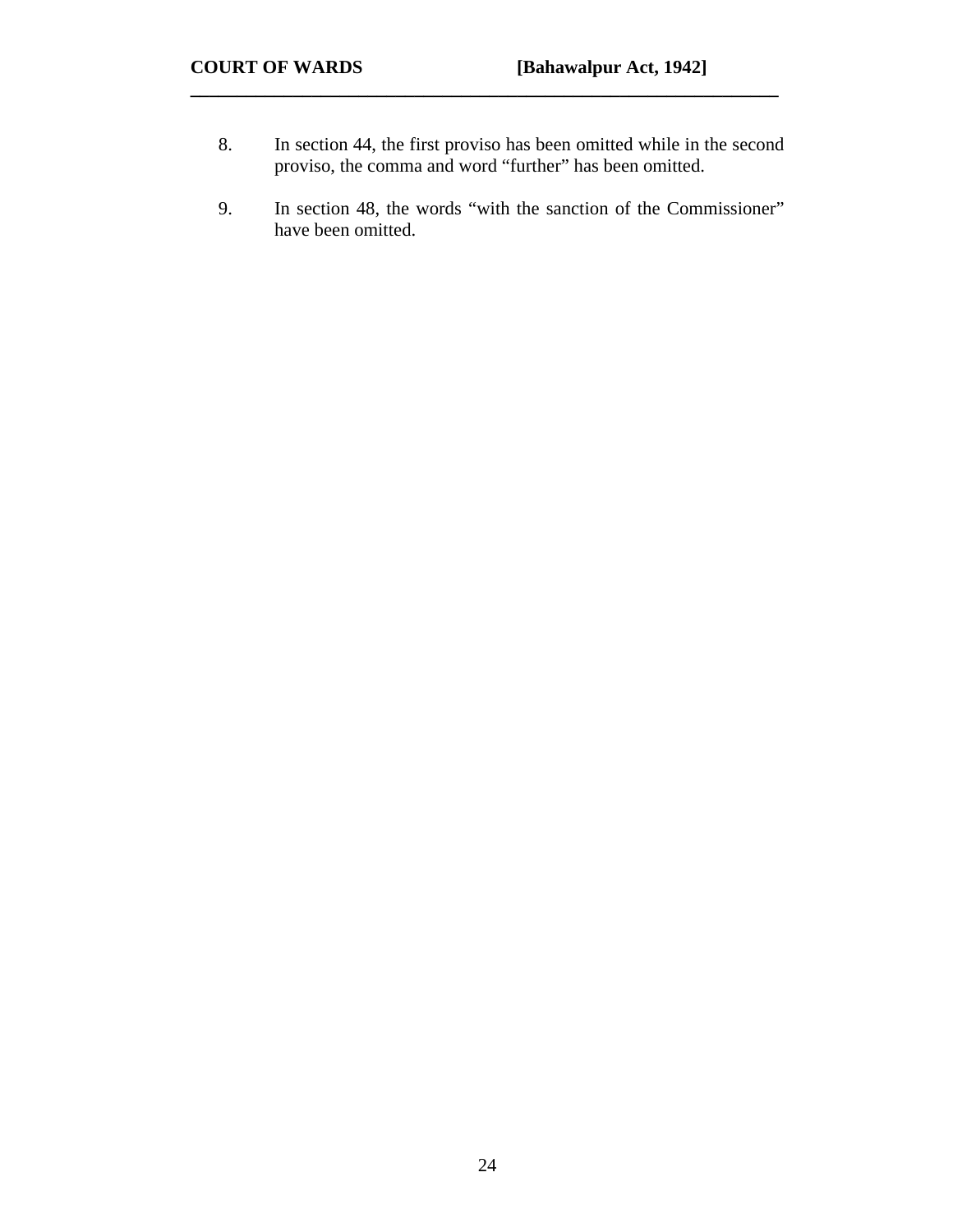8. In section 44, the first proviso has been omitted while in the second proviso, the comma and word "further" has been omitted.

9. In section 48, the words "with the sanction of the Commissioner" have been omitted.